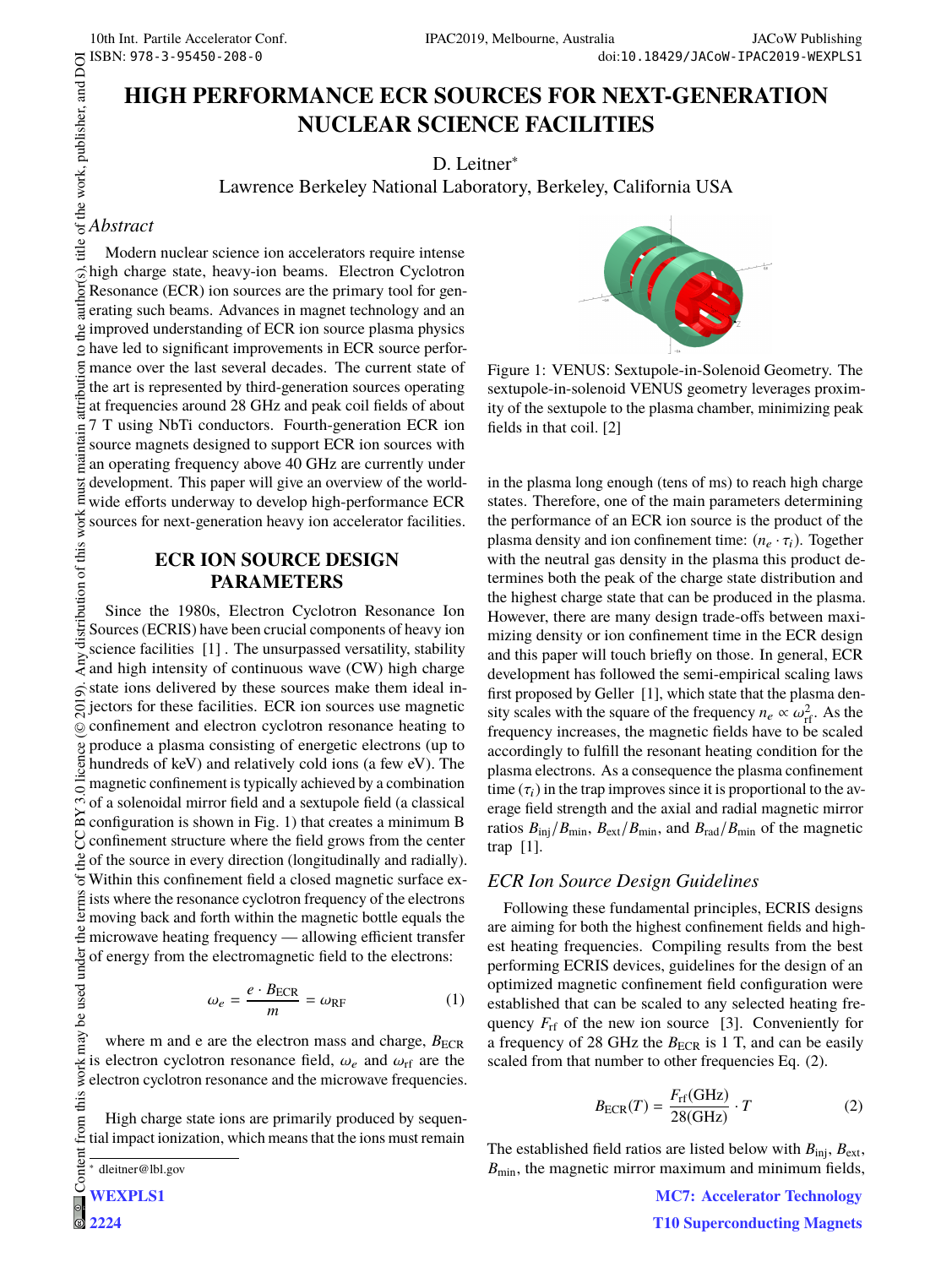# HIGH PERFORMANCE ECR SOURCES FOR NEXT-GENERATION NUCLEAR SCIENCE FACILITIES

D. Leitner*

Lawrence Berkeley National Laboratory, Berkeley, California USA

## Abstract

Modern nuclear science ion accelerators require intense high charge state, heavy-ion beams. Electron Cyclotron Resonance (ECR) ion sources are the primary tool for generating such beams. Advances in magnet technology and an improved understanding of ECR ion source plasma physics have led to significant improvements in ECR source performance over the last several decades. The current state of the art is represented by third-generation sources operating at frequencies around 28 GHz and peak coil fields of about 7 T using NbTi conductors. Fourth-generation ECR ion source magnets designed to support ECR ion sources with an operating frequency above 40 GHz are currently under development. This paper will give an overview of the worldwide efforts underway to develop high-performance ECR sources for next-generation heavy ion accelerator facilities.

## ECR ION SOURCE DESIGN PARAMETERS

Since the 1980s, Electron Cyclotron Resonance Ion Sources (ECRIS) have been crucial components of heavy ion science facilities [1] . The unsurpassed versatility, stability and high intensity of continuous wave (CW) high charge state ions delivered by these sources make them ideal injectors for these facilities. ECR ion sources use magnetic confinement and electron cyclotron resonance heating to produce a plasma consisting of energetic electrons (up to hundreds of keV) and relatively cold ions (a few eV). The magnetic confinement is typically achieved by a combination of a solenoidal mirror field and a sextupole field (a classical configuration is shown in Fig. 1) that creates a minimum B confinement structure where the field grows from the center of the source in every direction (longitudinally and radially). Within this confinement field a closed magnetic surface exists where the resonance cyclotron frequency of the electrons moving back and forth within the magnetic bottle equals the microwave heating frequency — allowing efficient transfer of energy from the electromagnetic field to the electrons:

$$\omega_e = \frac{e \cdot B_{\mathrm{ECR}}}{m} = \omega_{\mathrm{RF}} \tag{1}$$

where m and e are the electron mass and charge, $B_{\mathrm{ECR}}$ is electron cyclotron resonance field, $\omega_e$ and $\omega_{\mathrm{rf}}$ are the electron cyclotron resonance and the microwave frequencies.

High charge state ions are primarily produced by sequential impact ionization, which means that the ions must remain in the plasma long enough (tens of ms) to reach high charge states. Therefore, one of the main parameters determining the performance of an ECR ion source is the product of the plasma density and ion confinement time: $(n_e \cdot \tau_i)$. Together with the neutral gas density in the plasma this product determines both the peak of the charge state distribution and the highest charge state that can be produced in the plasma. However, there are many design trade-offs between maximizing density or ion confinement time in the ECR design and this paper will touch briefly on those. In general, ECR development has followed the semi-empirical scaling laws first proposed by Geller [1], which state that the plasma density scales with the square of the frequency $n_e \propto \omega_{\mathrm{rf}}^2$. As the frequency increases, the magnetic fields have to be scaled accordingly to fulfill the resonant heating condition for the plasma electrons. As a consequence the plasma confinement time ($\tau_i$) in the trap improves since it is proportional to the average field strength and the axial and radial magnetic mirror ratios $B_{\mathrm{inj}}/B_{\mathrm{min}}$, $B_{\mathrm{ext}}/B_{\mathrm{min}}$, and $B_{\mathrm{rad}}/B_{\mathrm{min}}$ of the magnetic trap [1].

Figure 1: VENUS: Sextupole-in-Solenoid Geometry. The sextupole-in-solenoid VENUS geometry leverages proximity of the sextupole to the plasma chamber, minimizing peak fields in that coil. [2]

### ECR Ion Source Design Guidelines

Following these fundamental principles, ECRIS designs are aiming for both the highest confinement fields and highest heating frequencies. Compiling results from the best performing ECRIS devices, guidelines for the design of an optimized magnetic confinement field configuration were established that can be scaled to any selected heating frequency $F_{\mathrm{rf}}$ of the new ion source [3]. Conveniently for a frequency of 28 GHz the $B_{\mathrm{ECR}}$ is 1 T, and can be easily scaled from that number to other frequencies Eq. (2).

$$B_{\mathrm{ECR}}(T) = \frac{F_{\mathrm{rf}}(\mathrm{GHz})}{28(\mathrm{GHz})} \cdot T \tag{2}$$

The established field ratios are listed below with $B_{\mathrm{inj}}$, $B_{\mathrm{ext}}$, $B_{\mathrm{min}}$, the magnetic mirror maximum and minimum fields,

---

* dleitner@lbl.gov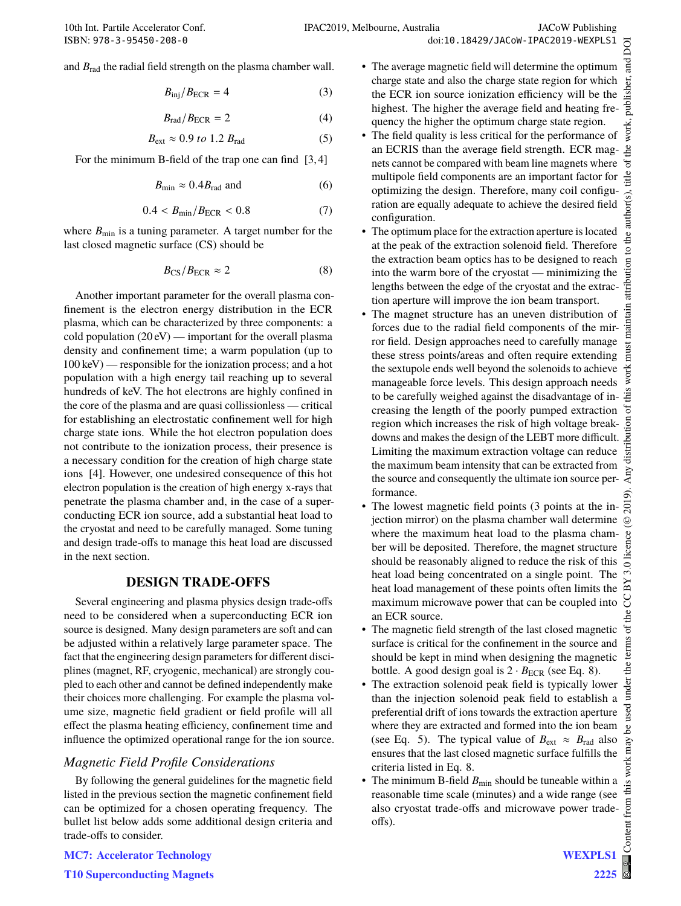and $B_{rad}$ the radial field strength on the plasma chamber wall.

$$B_{inj}/B_{ECR} = 4 \tag{3}$$

$$B_{rad}/B_{ECR} = 2 \tag{4}$$

$$B_{ext} \approx 0.9 \textit{ to } 1.2\ B_{rad} \tag{5}$$

For the minimum B-field of the trap one can find [3,4]

$$B_{min} \approx 0.4 B_{rad} \text{ and} \tag{6}$$

$$0.4 < B_{min}/B_{ECR} < 0.8 \tag{7}$$

where $B_{min}$ is a tuning parameter. A target number for the last closed magnetic surface (CS) should be

$$B_{CS}/B_{ECR} \approx 2 \tag{8}$$

Another important parameter for the overall plasma confinement is the electron energy distribution in the ECR plasma, which can be characterized by three components: a cold population (20 eV) — important for the overall plasma density and confinement time; a warm population (up to 100 keV) — responsible for the ionization process; and a hot population with a high energy tail reaching up to several hundreds of keV. The hot electrons are highly confined in the core of the plasma and are quasi collissionless — critical for establishing an electrostatic confinement well for high charge state ions. While the hot electron population does not contribute to the ionization process, their presence is a necessary condition for the creation of high charge state ions [4]. However, one undesired consequence of this hot electron population is the creation of high energy x-rays that penetrate the plasma chamber and, in the case of a superconducting ECR ion source, add a substantial heat load to the cryostat and need to be carefully managed. Some tuning and design trade-offs to manage this heat load are discussed in the next section.

## DESIGN TRADE-OFFS

Several engineering and plasma physics design trade-offs need to be considered when a superconducting ECR ion source is designed. Many design parameters are soft and can be adjusted within a relatively large parameter space. The fact that the engineering design parameters for different disciplines (magnet, RF, cryogenic, mechanical) are strongly coupled to each other and cannot be defined independently make their choices more challenging. For example the plasma volume size, magnetic field gradient or field profile will all effect the plasma heating efficiency, confinement time and influence the optimized operational range for the ion source.

### *Magnetic Field Profile Considerations*

By following the general guidelines for the magnetic field listed in the previous section the magnetic confinement field can be optimized for a chosen operating frequency. The bullet list below adds some additional design criteria and trade-offs to consider.

- The average magnetic field will determine the optimum charge state and also the charge state region for which the ECR ion source ionization efficiency will be the highest. The higher the average field and heating frequency the higher the optimum charge state region.
- The field quality is less critical for the performance of an ECRIS than the average field strength. ECR magnets cannot be compared with beam line magnets where multipole field components are an important factor for optimizing the design. Therefore, many coil configuration are equally adequate to achieve the desired field configuration.
- The optimum place for the extraction aperture is located at the peak of the extraction solenoid field. Therefore the extraction beam optics has to be designed to reach into the warm bore of the cryostat — minimizing the lengths between the edge of the cryostat and the extraction aperture will improve the ion beam transport.
- The magnet structure has an uneven distribution of forces due to the radial field components of the mirror field. Design approaches need to carefully manage these stress points/areas and often require extending the sextupole ends well beyond the solenoids to achieve manageable force levels. This design approach needs to be carefully weighed against the disadvantage of increasing the length of the poorly pumped extraction region which increases the risk of high voltage breakdowns and makes the design of the LEBT more difficult. Limiting the maximum extraction voltage can reduce the maximum beam intensity that can be extracted from the source and consequently the ultimate ion source performance.
- The lowest magnetic field points (3 points at the injection mirror) on the plasma chamber wall determine where the maximum heat load to the plasma chamber will be deposited. Therefore, the magnet structure should be reasonably aligned to reduce the risk of this heat load being concentrated on a single point. The heat load management of these points often limits the maximum microwave power that can be coupled into an ECR source.
- The magnetic field strength of the last closed magnetic surface is critical for the confinement in the source and should be kept in mind when designing the magnetic bottle. A good design goal is $2 \cdot B_{ECR}$ (see Eq. 8).
- The extraction solenoid peak field is typically lower than the injection solenoid peak field to establish a preferential drift of ions towards the extraction aperture where they are extracted and formed into the ion beam (see Eq. 5). The typical value of $B_{ext} \approx B_{rad}$ also ensures that the last closed magnetic surface fulfills the criteria listed in Eq. 8.
- The minimum B-field $B_{min}$ should be tuneable within a reasonable time scale (minutes) and a wide range (see also cryostat trade-offs and microwave power trade-offs).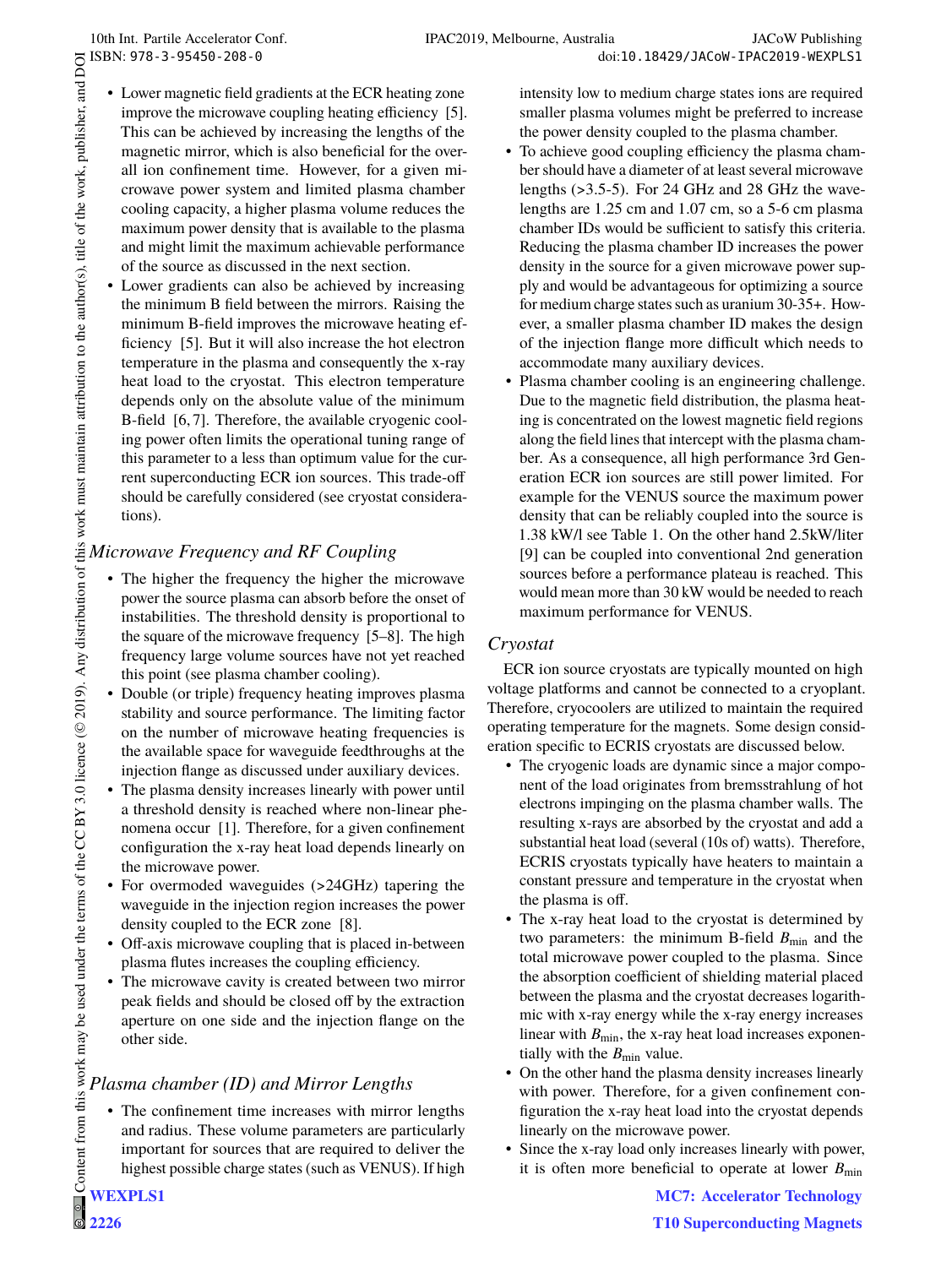- Lower magnetic field gradients at the ECR heating zone improve the microwave coupling heating efficiency [5]. This can be achieved by increasing the lengths of the magnetic mirror, which is also beneficial for the overall ion confinement time. However, for a given microwave power system and limited plasma chamber cooling capacity, a higher plasma volume reduces the maximum power density that is available to the plasma and might limit the maximum achievable performance of the source as discussed in the next section.
- Lower gradients can also be achieved by increasing the minimum B field between the mirrors. Raising the minimum B-field improves the microwave heating efficiency [5]. But it will also increase the hot electron temperature in the plasma and consequently the x-ray heat load to the cryostat. This electron temperature depends only on the absolute value of the minimum B-field [6, 7]. Therefore, the available cryogenic cooling power often limits the operational tuning range of this parameter to a less than optimum value for the current superconducting ECR ion sources. This trade-off should be carefully considered (see cryostat considerations).

### *Microwave Frequency and RF Coupling*

- The higher the frequency the higher the microwave power the source plasma can absorb before the onset of instabilities. The threshold density is proportional to the square of the microwave frequency [5–8]. The high frequency large volume sources have not yet reached this point (see plasma chamber cooling).
- Double (or triple) frequency heating improves plasma stability and source performance. The limiting factor on the number of microwave heating frequencies is the available space for waveguide feedthroughs at the injection flange as discussed under auxiliary devices.
- The plasma density increases linearly with power until a threshold density is reached where non-linear phenomena occur [1]. Therefore, for a given confinement configuration the x-ray heat load depends linearly on the microwave power.
- For overmoded waveguides (>24GHz) tapering the waveguide in the injection region increases the power density coupled to the ECR zone [8].
- Off-axis microwave coupling that is placed in-between plasma flutes increases the coupling efficiency.
- The microwave cavity is created between two mirror peak fields and should be closed off by the extraction aperture on one side and the injection flange on the other side.

### *Plasma chamber (ID) and Mirror Lengths*

- The confinement time increases with mirror lengths and radius. These volume parameters are particularly important for sources that are required to deliver the highest possible charge states (such as VENUS). If high intensity low to medium charge states ions are required smaller plasma volumes might be preferred to increase the power density coupled to the plasma chamber.
- To achieve good coupling efficiency the plasma chamber should have a diameter of at least several microwave lengths (>3.5-5). For 24 GHz and 28 GHz the wavelengths are 1.25 cm and 1.07 cm, so a 5-6 cm plasma chamber IDs would be sufficient to satisfy this criteria. Reducing the plasma chamber ID increases the power density in the source for a given microwave power supply and would be advantageous for optimizing a source for medium charge states such as uranium 30-35+. However, a smaller plasma chamber ID makes the design of the injection flange more difficult which needs to accommodate many auxiliary devices.
- Plasma chamber cooling is an engineering challenge. Due to the magnetic field distribution, the plasma heating is concentrated on the lowest magnetic field regions along the field lines that intercept with the plasma chamber. As a consequence, all high performance 3rd Generation ECR ion sources are still power limited. For example for the VENUS source the maximum power density that can be reliably coupled into the source is 1.38 kW/l see Table 1. On the other hand 2.5kW/liter [9] can be coupled into conventional 2nd generation sources before a performance plateau is reached. This would mean more than 30 kW would be needed to reach maximum performance for VENUS.

### *Cryostat*

ECR ion source cryostats are typically mounted on high voltage platforms and cannot be connected to a cryoplant. Therefore, cryocoolers are utilized to maintain the required operating temperature for the magnets. Some design consideration specific to ECRIS cryostats are discussed below.

- The cryogenic loads are dynamic since a major component of the load originates from bremsstrahlung of hot electrons impinging on the plasma chamber walls. The resulting x-rays are absorbed by the cryostat and add a substantial heat load (several (10s of) watts). Therefore, ECRIS cryostats typically have heaters to maintain a constant pressure and temperature in the cryostat when the plasma is off.
- The x-ray heat load to the cryostat is determined by two parameters: the minimum B-field $B_{\text{min}}$ and the total microwave power coupled to the plasma. Since the absorption coefficient of shielding material placed between the plasma and the cryostat decreases logarithmic with x-ray energy while the x-ray energy increases linear with $B_{\text{min}}$, the x-ray heat load increases exponentially with the $B_{\text{min}}$ value.
- On the other hand the plasma density increases linearly with power. Therefore, for a given confinement configuration the x-ray heat load into the cryostat depends linearly on the microwave power.
- Since the x-ray load only increases linearly with power, it is often more beneficial to operate at lower $B_{\text{min}}$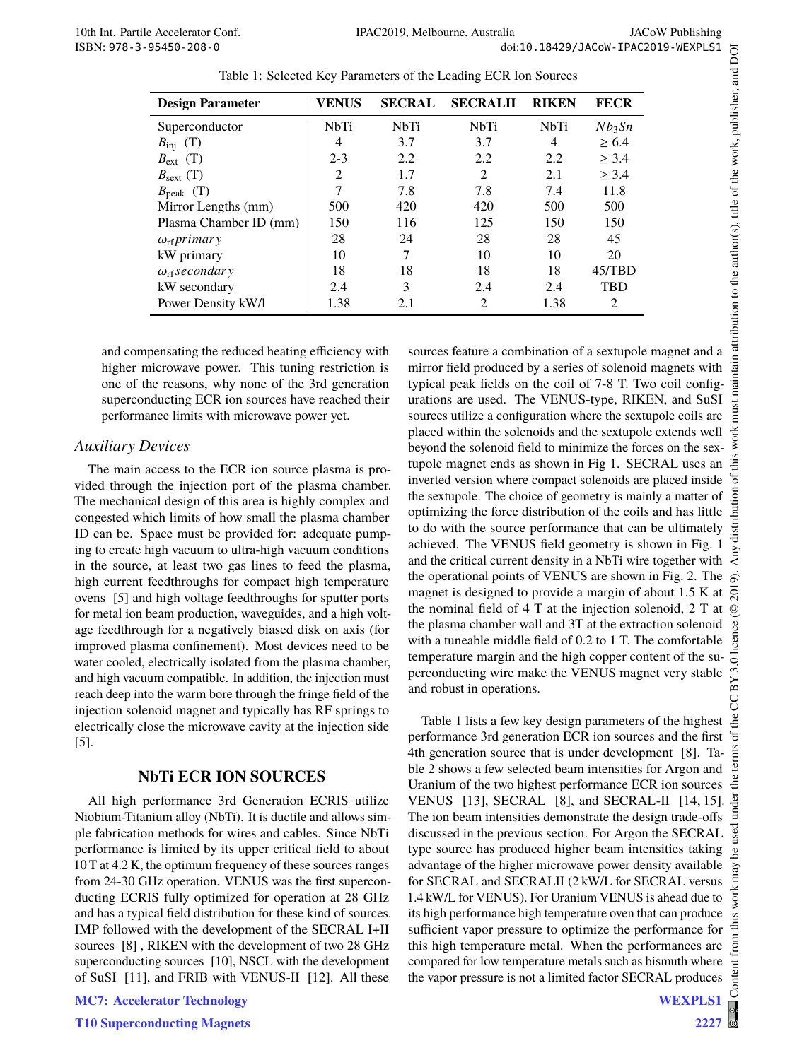Table 1: Selected Key Parameters of the Leading ECR Ion Sources

| Design Parameter | VENUS | SECRAL | SECRALII | RIKEN | FECR |
|---|---|---|---|---|---|
| Superconductor | NbTi | NbTi | NbTi | NbTi | $Nb_3Sn$ |
| $B_{\mathrm{inj}}$ (T) | 4 | 3.7 | 3.7 | 4 | $\geq 6.4$ |
| $B_{\mathrm{ext}}$ (T) | 2-3 | 2.2 | 2.2 | 2.2 | $\geq 3.4$ |
| $B_{\mathrm{sext}}$ (T) | 2 | 1.7 | 2 | 2.1 | $\geq 3.4$ |
| $B_{\mathrm{peak}}$ (T) | 7 | 7.8 | 7.8 | 7.4 | 11.8 |
| Mirror Lengths (mm) | 500 | 420 | 420 | 500 | 500 |
| Plasma Chamber ID (mm) | 150 | 116 | 125 | 150 | 150 |
| $\omega_{\mathrm{rf}} primary$ | 28 | 24 | 28 | 28 | 45 |
| kW primary | 10 | 7 | 10 | 10 | 20 |
| $\omega_{\mathrm{rf}} secondary$ | 18 | 18 | 18 | 18 | 45/TBD |
| kW secondary | 2.4 | 3 | 2.4 | 2.4 | TBD |
| Power Density kW/l | 1.38 | 2.1 | 2 | 1.38 | 2 |

and compensating the reduced heating efficiency with higher microwave power. This tuning restriction is one of the reasons, why none of the 3rd generation superconducting ECR ion sources have reached their performance limits with microwave power yet.

### *Auxiliary Devices*

The main access to the ECR ion source plasma is provided through the injection port of the plasma chamber. The mechanical design of this area is highly complex and congested which limits of how small the plasma chamber ID can be. Space must be provided for: adequate pumping to create high vacuum to ultra-high vacuum conditions in the source, at least two gas lines to feed the plasma, high current feedthroughs for compact high temperature ovens [5] and high voltage feedthroughs for sputter ports for metal ion beam production, waveguides, and a high voltage feedthrough for a negatively biased disk on axis (for improved plasma confinement). Most devices need to be water cooled, electrically isolated from the plasma chamber, and high vacuum compatible. In addition, the injection must reach deep into the warm bore through the fringe field of the injection solenoid magnet and typically has RF springs to electrically close the microwave cavity at the injection side [5].

## NbTi ECR ION SOURCES

All high performance 3rd Generation ECRIS utilize Niobium-Titanium alloy (NbTi). It is ductile and allows simple fabrication methods for wires and cables. Since NbTi performance is limited by its upper critical field to about 10 T at 4.2 K, the optimum frequency of these sources ranges from 24-30 GHz operation. VENUS was the first superconducting ECRIS fully optimized for operation at 28 GHz and has a typical field distribution for these kind of sources. IMP followed with the development of the SECRAL I+II sources [8] , RIKEN with the development of two 28 GHz superconducting sources [10], NSCL with the development of SuSI [11], and FRIB with VENUS-II [12]. All these sources feature a combination of a sextupole magnet and a mirror field produced by a series of solenoid magnets with typical peak fields on the coil of 7-8 T. Two coil configurations are used. The VENUS-type, RIKEN, and SuSI sources utilize a configuration where the sextupole coils are placed within the solenoids and the sextupole extends well beyond the solenoid field to minimize the forces on the sextupole magnet ends as shown in Fig 1. SECRAL uses an inverted version where compact solenoids are placed inside the sextupole. The choice of geometry is mainly a matter of optimizing the force distribution of the coils and has little to do with the source performance that can be ultimately achieved. The VENUS field geometry is shown in Fig. 1 and the critical current density in a NbTi wire together with the operational points of VENUS are shown in Fig. 2. The magnet is designed to provide a margin of about 1.5 K at the nominal field of 4 T at the injection solenoid, 2 T at the plasma chamber wall and 3T at the extraction solenoid with a tuneable middle field of 0.2 to 1 T. The comfortable temperature margin and the high copper content of the superconducting wire make the VENUS magnet very stable and robust in operations.

Table 1 lists a few key design parameters of the highest performance 3rd generation ECR ion sources and the first 4th generation source that is under development [8]. Table 2 shows a few selected beam intensities for Argon and Uranium of the two highest performance ECR ion sources VENUS [13], SECRAL [8], and SECRAL-II [14, 15]. The ion beam intensities demonstrate the design trade-offs discussed in the previous section. For Argon the SECRAL type source has produced higher beam intensities taking advantage of the higher microwave power density available for SECRAL and SECRALII (2 kW/L for SECRAL versus 1.4 kW/L for VENUS). For Uranium VENUS is ahead due to its high performance high temperature oven that can produce sufficient vapor pressure to optimize the performance for this high temperature metal. When the performances are compared for low temperature metals such as bismuth where the vapor pressure is not a limited factor SECRAL produces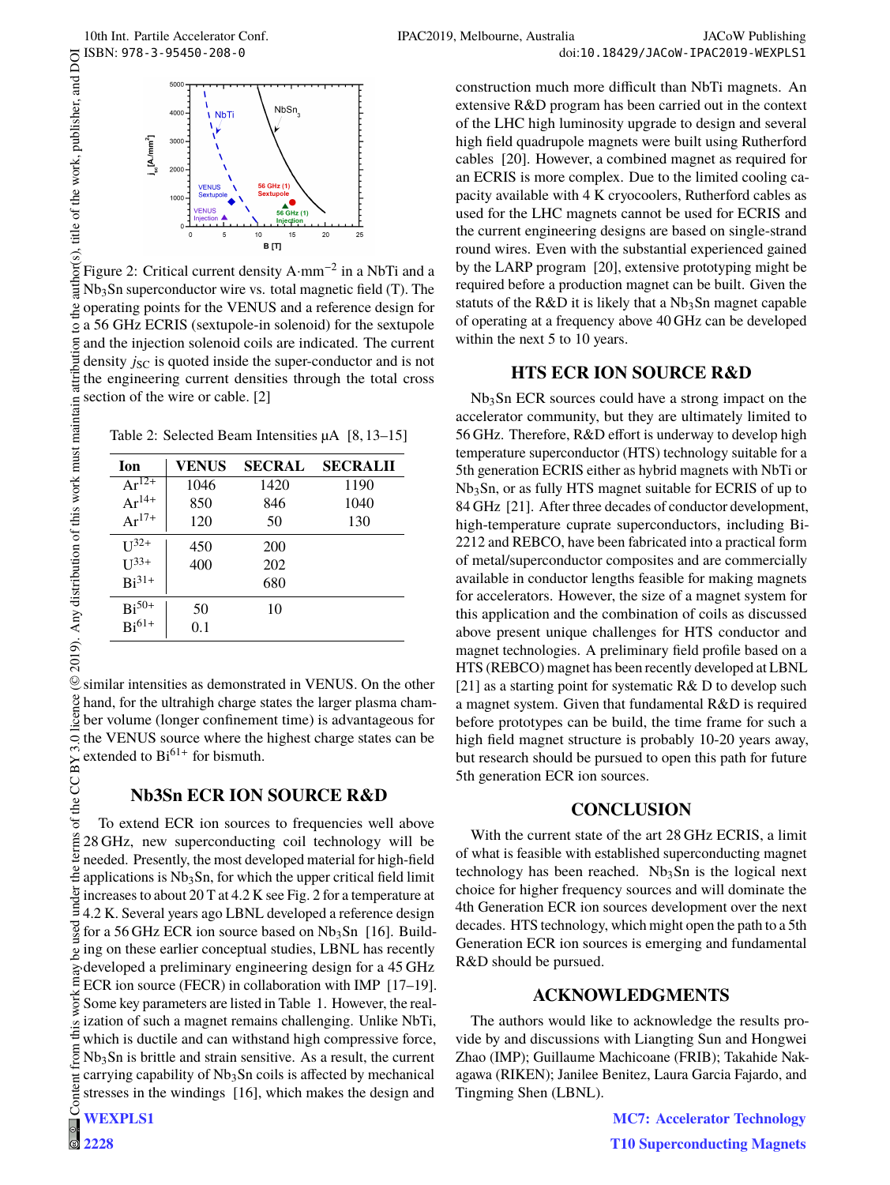Figure 2: Critical current density A·mm$^{-2}$ in a NbTi and a $Nb_3Sn$ superconductor wire vs. total magnetic field (T). The operating points for the VENUS and a reference design for a 56 GHz ECRIS (sextupole-in solenoid) for the sextupole and the injection solenoid coils are indicated. The current density $j_{SC}$ is quoted inside the super-conductor and is not the engineering current densities through the total cross section of the wire or cable. [2]

Table 2: Selected Beam Intensities μA [8, 13–15]

| Ion | VENUS | SECRAL | SECRALII |
|---|---|---|---|
| $Ar^{12+}$ | 1046 | 1420 | 1190 |
| $Ar^{14+}$ | 850 | 846 | 1040 |
| $Ar^{17+}$ | 120 | 50 | 130 |
| $U^{32+}$ | 450 | 200 | |
| $U^{33+}$ | 400 | 202 | |
| $Bi^{31+}$ | | 680 | |
| $Bi^{50+}$ | 50 | 10 | |
| $Bi^{61+}$ | 0.1 | | |

similar intensities as demonstrated in VENUS. On the other hand, for the ultrahigh charge states the larger plasma chamber volume (longer confinement time) is advantageous for the VENUS source where the highest charge states can be extended to $Bi^{61+}$ for bismuth.

## Nb3Sn ECR ION SOURCE R&D

To extend ECR ion sources to frequencies well above 28 GHz, new superconducting coil technology will be needed. Presently, the most developed material for high-field applications is $Nb_3Sn$, for which the upper critical field limit increases to about 20 T at 4.2 K see Fig. 2 for a temperature at 4.2 K. Several years ago LBNL developed a reference design for a 56 GHz ECR ion source based on $Nb_3Sn$ [16]. Building on these earlier conceptual studies, LBNL has recently developed a preliminary engineering design for a 45 GHz ECR ion source (FECR) in collaboration with IMP [17–19]. Some key parameters are listed in Table 1. However, the realization of such a magnet remains challenging. Unlike NbTi, which is ductile and can withstand high compressive force, $Nb_3Sn$ is brittle and strain sensitive. As a result, the current carrying capability of $Nb_3Sn$ coils is affected by mechanical stresses in the windings [16], which makes the design and construction much more difficult than NbTi magnets. An extensive R&D program has been carried out in the context of the LHC high luminosity upgrade to design and several high field quadrupole magnets were built using Rutherford cables [20]. However, a combined magnet as required for an ECRIS is more complex. Due to the limited cooling capacity available with 4 K cryocoolers, Rutherford cables as used for the LHC magnets cannot be used for ECRIS and the current engineering designs are based on single-strand round wires. Even with the substantial experience gained by the LARP program [20], extensive prototyping might be required before a production magnet can be built. Given the statuts of the R&D it is likely that a $Nb_3Sn$ magnet capable of operating at a frequency above 40 GHz can be developed within the next 5 to 10 years.

## HTS ECR ION SOURCE R&D

$Nb_3Sn$ ECR sources could have a strong impact on the accelerator community, but they are ultimately limited to 56 GHz. Therefore, R&D effort is underway to develop high temperature superconductor (HTS) technology suitable for a 5th generation ECRIS either as hybrid magnets with NbTi or $Nb_3Sn$, or as fully HTS magnet suitable for ECRIS of up to 84 GHz [21]. After three decades of conductor development, high-temperature cuprate superconductors, including Bi-2212 and REBCO, have been fabricated into a practical form of metal/superconductor composites and are commercially available in conductor lengths feasible for making magnets for accelerators. However, the size of a magnet system for this application and the combination of coils as discussed above present unique challenges for HTS conductor and magnet technologies. A preliminary field profile based on a HTS (REBCO) magnet has been recently developed at LBNL [21] as a starting point for systematic R& D to develop such a magnet system. Given that fundamental R&D is required before prototypes can be build, the time frame for such a high field magnet structure is probably 10-20 years away, but research should be pursued to open this path for future 5th generation ECR ion sources.

## CONCLUSION

With the current state of the art 28 GHz ECRIS, a limit of what is feasible with established superconducting magnet technology has been reached. $Nb_3Sn$ is the logical next choice for higher frequency sources and will dominate the 4th Generation ECR ion sources development over the next decades. HTS technology, which might open the path to a 5th Generation ECR ion sources is emerging and fundamental R&D should be pursued.

## ACKNOWLEDGMENTS

The authors would like to acknowledge the results provide by and discussions with Liangting Sun and Hongwei Zhao (IMP); Guillaume Machicoane (FRIB); Takahide Nakagawa (RIKEN); Janilee Benitez, Laura Garcia Fajardo, and Tingming Shen (LBNL).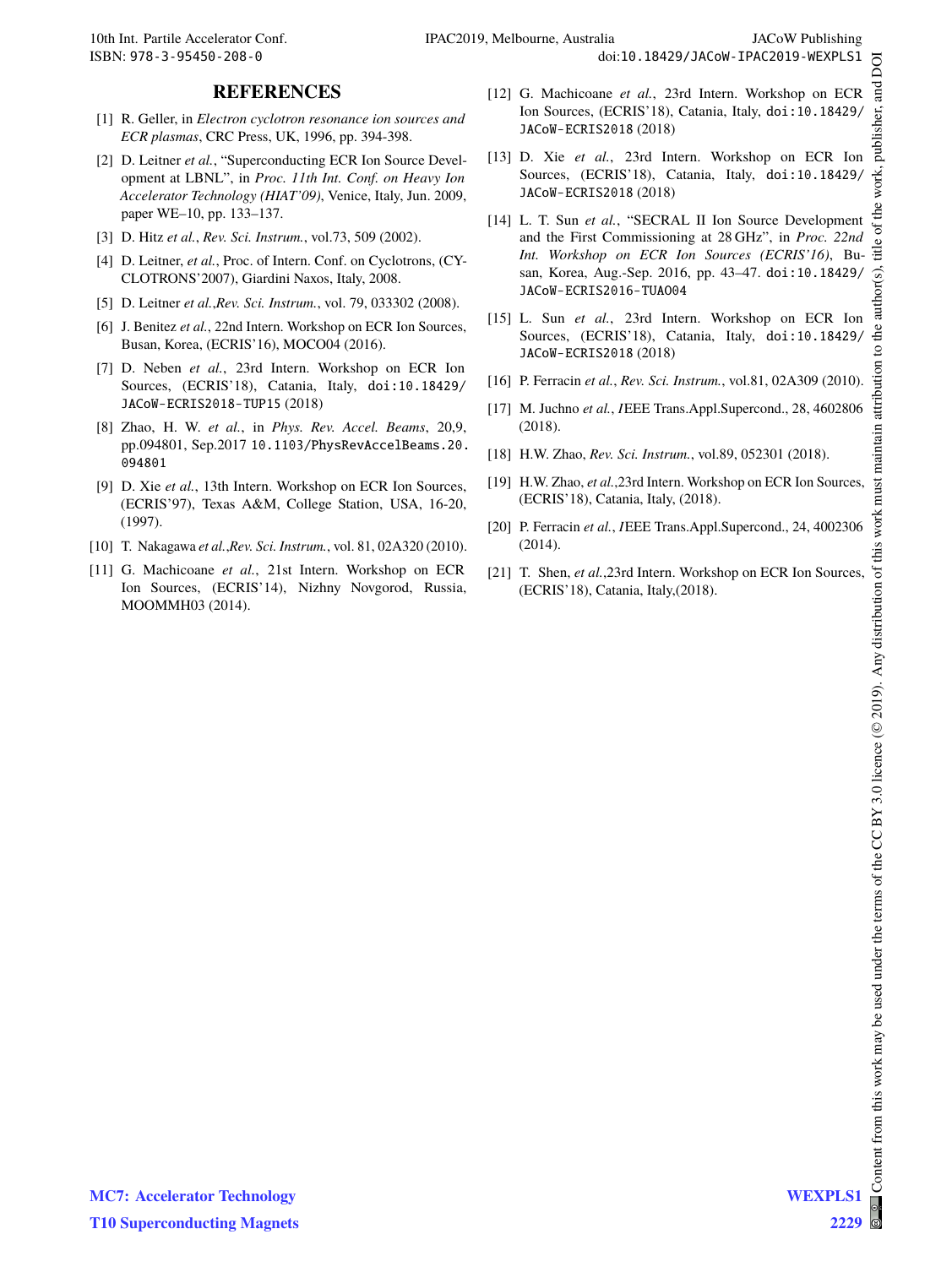## REFERENCES

[1] R. Geller, in *Electron cyclotron resonance ion sources and ECR plasmas*, CRC Press, UK, 1996, pp. 394-398.

[2] D. Leitner *et al.*, "Superconducting ECR Ion Source Development at LBNL", in *Proc. 11th Int. Conf. on Heavy Ion Accelerator Technology (HIAT'09)*, Venice, Italy, Jun. 2009, paper WE–10, pp. 133–137.

[3] D. Hitz *et al.*, *Rev. Sci. Instrum.*, vol.73, 509 (2002).

[4] D. Leitner, *et al.*, Proc. of Intern. Conf. on Cyclotrons, (CYCLOTRONS'2007), Giardini Naxos, Italy, 2008.

[5] D. Leitner *et al.*,*Rev. Sci. Instrum.*, vol. 79, 033302 (2008).

[6] J. Benitez *et al.*, 22nd Intern. Workshop on ECR Ion Sources, Busan, Korea, (ECRIS'16), MOCO04 (2016).

[7] D. Neben *et al.*, 23rd Intern. Workshop on ECR Ion Sources, (ECRIS'18), Catania, Italy, doi:10.18429/JACoW-ECRIS2018-TUP15 (2018)

[8] Zhao, H. W. *et al.*, in *Phys. Rev. Accel. Beams*, 20,9, pp.094801, Sep.2017 10.1103/PhysRevAccelBeams.20.094801

[9] D. Xie *et al.*, 13th Intern. Workshop on ECR Ion Sources, (ECRIS'97), Texas A&M, College Station, USA, 16-20, (1997).

[10] T. Nakagawa *et al.*,*Rev. Sci. Instrum.*, vol. 81, 02A320 (2010).

[11] G. Machicoane *et al.*, 21st Intern. Workshop on ECR Ion Sources, (ECRIS'14), Nizhny Novgorod, Russia, MOOMMH03 (2014).

[12] G. Machicoane *et al.*, 23rd Intern. Workshop on ECR Ion Sources, (ECRIS'18), Catania, Italy, doi:10.18429/JACoW-ECRIS2018 (2018)

[13] D. Xie *et al.*, 23rd Intern. Workshop on ECR Ion Sources, (ECRIS'18), Catania, Italy, doi:10.18429/JACoW-ECRIS2018 (2018)

[14] L. T. Sun *et al.*, "SECRAL II Ion Source Development and the First Commissioning at 28 GHz", in *Proc. 22nd Int. Workshop on ECR Ion Sources (ECRIS'16)*, Busan, Korea, Aug.-Sep. 2016, pp. 43–47. doi:10.18429/JACoW-ECRIS2016-TUAO04

[15] L. Sun *et al.*, 23rd Intern. Workshop on ECR Ion Sources, (ECRIS'18), Catania, Italy, doi:10.18429/JACoW-ECRIS2018 (2018)

[16] P. Ferracin *et al.*, *Rev. Sci. Instrum.*, vol.81, 02A309 (2010).

[17] M. Juchno *et al.*, *I*EEE Trans.Appl.Supercond., 28, 4602806 (2018).

[18] H.W. Zhao, *Rev. Sci. Instrum.*, vol.89, 052301 (2018).

[19] H.W. Zhao, *et al.*,23rd Intern. Workshop on ECR Ion Sources, (ECRIS'18), Catania, Italy, (2018).

[20] P. Ferracin *et al.*, *I*EEE Trans.Appl.Supercond., 24, 4002306 (2014).

[21] T. Shen, *et al.*,23rd Intern. Workshop on ECR Ion Sources, (ECRIS'18), Catania, Italy,(2018).